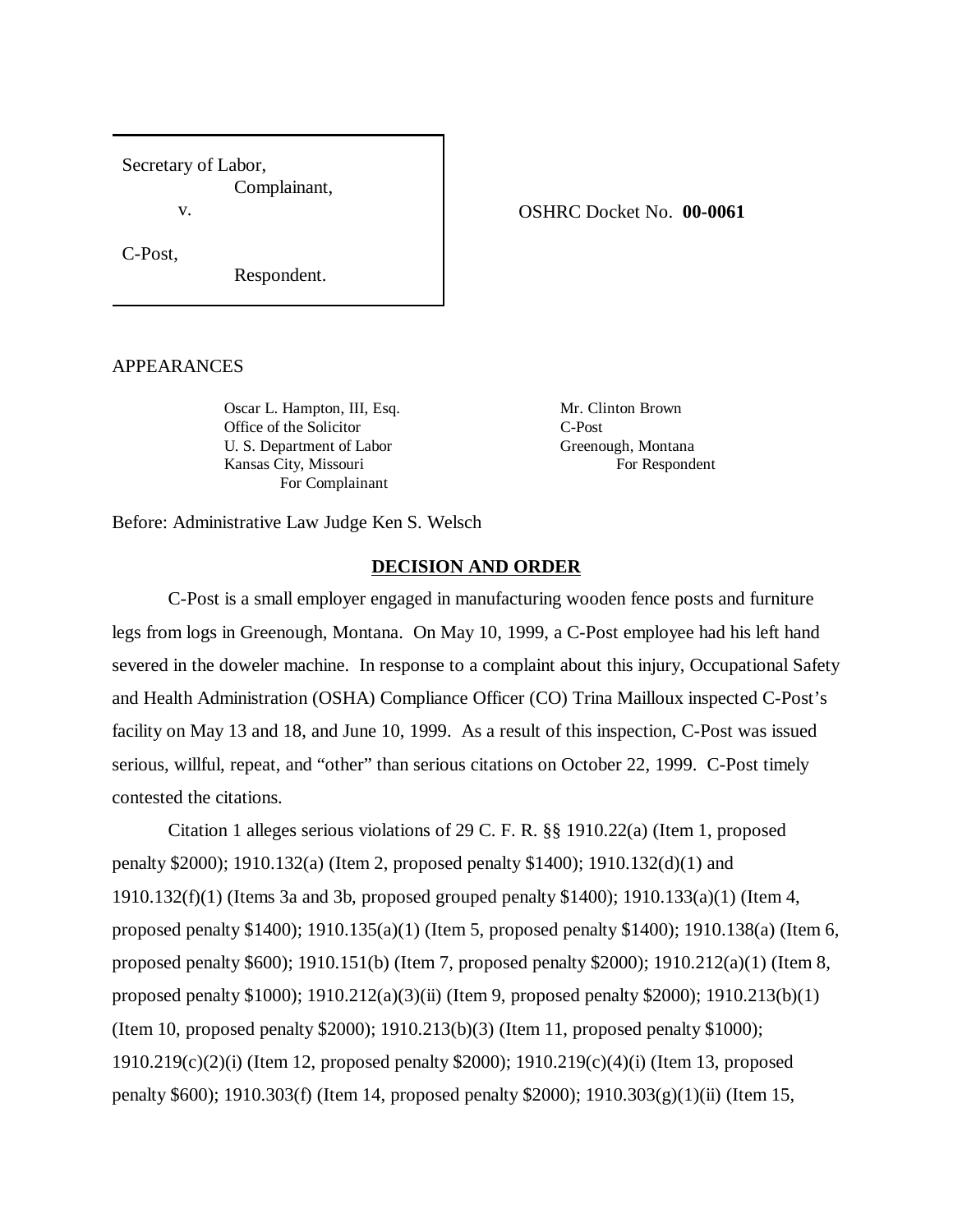| | |
|---|---|
| Secretary of Labor, Complainant, v. C-Post, Respondent. | OSHRC Docket No. **00-0061** |

APPEARANCES

Oscar L. Hampton, III, Esq.
Office of the Solicitor
U. S. Department of Labor
Kansas City, Missouri
For Complainant

Mr. Clinton Brown
C-Post
Greenough, Montana
For Respondent

Before: Administrative Law Judge Ken S. Welsch

## DECISION AND ORDER

C-Post is a small employer engaged in manufacturing wooden fence posts and furniture legs from logs in Greenough, Montana. On May 10, 1999, a C-Post employee had his left hand severed in the doweler machine. In response to a complaint about this injury, Occupational Safety and Health Administration (OSHA) Compliance Officer (CO) Trina Mailloux inspected C-Post's facility on May 13 and 18, and June 10, 1999. As a result of this inspection, C-Post was issued serious, willful, repeat, and "other" than serious citations on October 22, 1999. C-Post timely contested the citations.

Citation 1 alleges serious violations of 29 C. F. R. §§ 1910.22(a) (Item 1, proposed penalty $2000); 1910.132(a) (Item 2, proposed penalty $1400); 1910.132(d)(1) and 1910.132(f)(1) (Items 3a and 3b, proposed grouped penalty $1400); 1910.133(a)(1) (Item 4, proposed penalty $1400); 1910.135(a)(1) (Item 5, proposed penalty $1400); 1910.138(a) (Item 6, proposed penalty $600); 1910.151(b) (Item 7, proposed penalty $2000); 1910.212(a)(1) (Item 8, proposed penalty $1000); 1910.212(a)(3)(ii) (Item 9, proposed penalty $2000); 1910.213(b)(1) (Item 10, proposed penalty $2000); 1910.213(b)(3) (Item 11, proposed penalty $1000); 1910.219(c)(2)(i) (Item 12, proposed penalty $2000); 1910.219(c)(4)(i) (Item 13, proposed penalty $600); 1910.303(f) (Item 14, proposed penalty $2000); 1910.303(g)(1)(ii) (Item 15,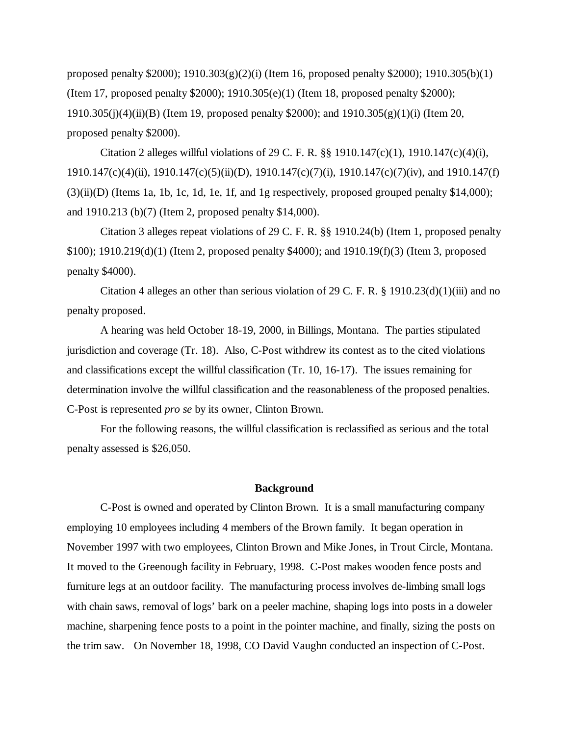proposed penalty $2000); 1910.303(g)(2)(i) (Item 16, proposed penalty $2000); 1910.305(b)(1) (Item 17, proposed penalty $2000); 1910.305(e)(1) (Item 18, proposed penalty $2000); 1910.305(j)(4)(ii)(B) (Item 19, proposed penalty $2000); and 1910.305(g)(1)(i) (Item 20, proposed penalty $2000).

Citation 2 alleges willful violations of 29 C. F. R. §§ 1910.147(c)(1), 1910.147(c)(4)(i), 1910.147(c)(4)(ii), 1910.147(c)(5)(ii)(D), 1910.147(c)(7)(i), 1910.147(c)(7)(iv), and 1910.147(f)(3)(ii)(D) (Items 1a, 1b, 1c, 1d, 1e, 1f, and 1g respectively, proposed grouped penalty $14,000); and 1910.213 (b)(7) (Item 2, proposed penalty $14,000).

Citation 3 alleges repeat violations of 29 C. F. R. §§ 1910.24(b) (Item 1, proposed penalty $100); 1910.219(d)(1) (Item 2, proposed penalty $4000); and 1910.19(f)(3) (Item 3, proposed penalty $4000).

Citation 4 alleges an other than serious violation of 29 C. F. R. § 1910.23(d)(1)(iii) and no penalty proposed.

A hearing was held October 18-19, 2000, in Billings, Montana. The parties stipulated jurisdiction and coverage (Tr. 18). Also, C-Post withdrew its contest as to the cited violations and classifications except the willful classification (Tr. 10, 16-17). The issues remaining for determination involve the willful classification and the reasonableness of the proposed penalties. C-Post is represented *pro se* by its owner, Clinton Brown.

For the following reasons, the willful classification is reclassified as serious and the total penalty assessed is $26,050.

## Background

C-Post is owned and operated by Clinton Brown. It is a small manufacturing company employing 10 employees including 4 members of the Brown family. It began operation in November 1997 with two employees, Clinton Brown and Mike Jones, in Trout Circle, Montana. It moved to the Greenough facility in February, 1998. C-Post makes wooden fence posts and furniture legs at an outdoor facility. The manufacturing process involves de-limbing small logs with chain saws, removal of logs' bark on a peeler machine, shaping logs into posts in a doweler machine, sharpening fence posts to a point in the pointer machine, and finally, sizing the posts on the trim saw. On November 18, 1998, CO David Vaughn conducted an inspection of C-Post.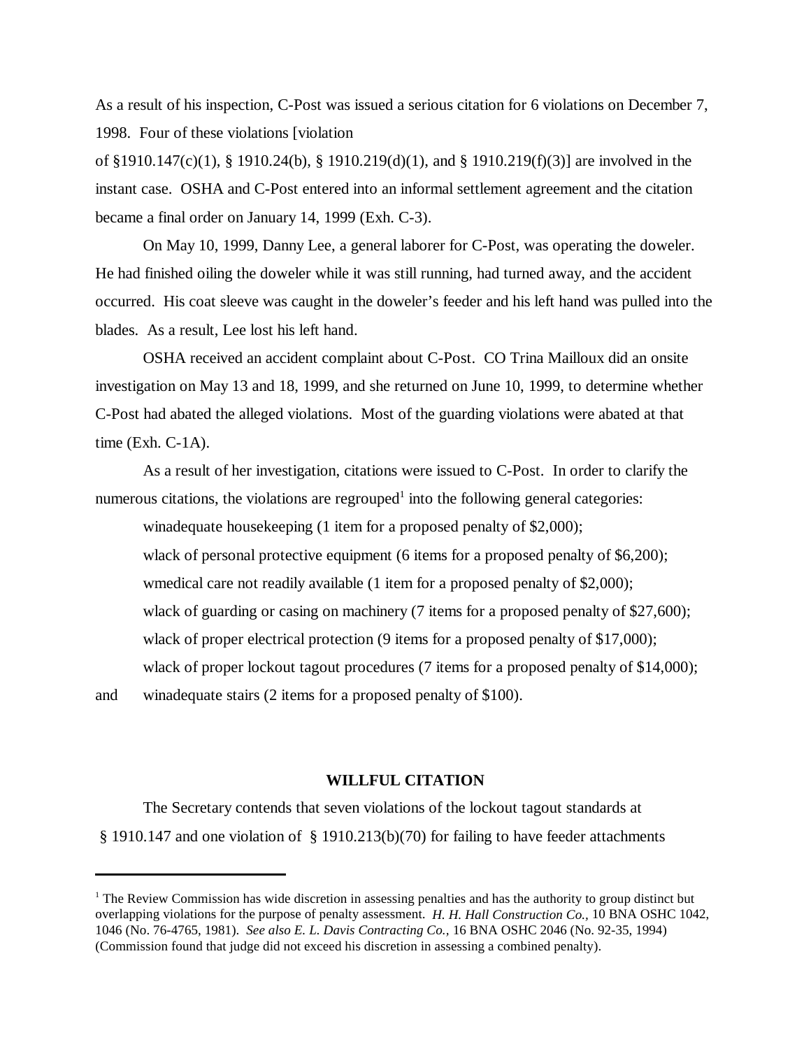As a result of his inspection, C-Post was issued a serious citation for 6 violations on December 7, 1998. Four of these violations [violation of §1910.147(c)(1), § 1910.24(b), § 1910.219(d)(1), and § 1910.219(f)(3)] are involved in the instant case. OSHA and C-Post entered into an informal settlement agreement and the citation became a final order on January 14, 1999 (Exh. C-3).

On May 10, 1999, Danny Lee, a general laborer for C-Post, was operating the doweler. He had finished oiling the doweler while it was still running, had turned away, and the accident occurred. His coat sleeve was caught in the doweler's feeder and his left hand was pulled into the blades. As a result, Lee lost his left hand.

OSHA received an accident complaint about C-Post. CO Trina Mailloux did an onsite investigation on May 13 and 18, 1999, and she returned on June 10, 1999, to determine whether C-Post had abated the alleged violations. Most of the guarding violations were abated at that time (Exh. C-1A).

As a result of her investigation, citations were issued to C-Post. In order to clarify the numerous citations, the violations are regrouped[1] into the following general categories:

- inadequate housekeeping (1 item for a proposed penalty of $2,000);
- lack of personal protective equipment (6 items for a proposed penalty of $6,200);
- medical care not readily available (1 item for a proposed penalty of $2,000);
- lack of guarding or casing on machinery (7 items for a proposed penalty of $27,600);
- lack of proper electrical protection (9 items for a proposed penalty of $17,000);
- lack of proper lockout tagout procedures (7 items for a proposed penalty of $14,000); and
- inadequate stairs (2 items for a proposed penalty of $100).

**WILLFUL CITATION**

The Secretary contends that seven violations of the lockout tagout standards at § 1910.147 and one violation of § 1910.213(b)(70) for failing to have feeder attachments

[1] The Review Commission has wide discretion in assessing penalties and has the authority to group distinct but overlapping violations for the purpose of penalty assessment. *H. H. Hall Construction Co.*, 10 BNA OSHC 1042, 1046 (No. 76-4765, 1981). *See also E. L. Davis Contracting Co.,* 16 BNA OSHC 2046 (No. 92-35, 1994) (Commission found that judge did not exceed his discretion in assessing a combined penalty).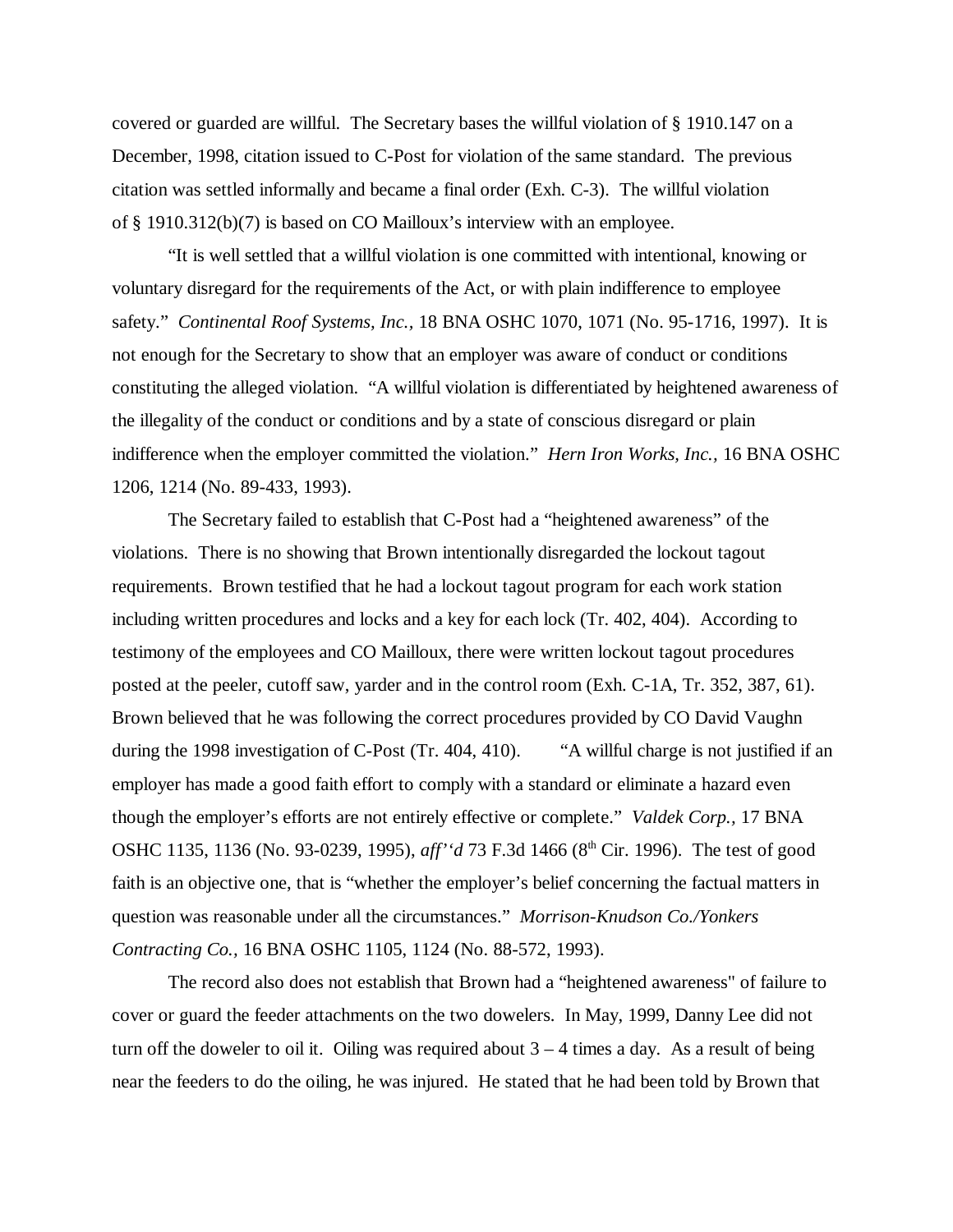covered or guarded are willful. The Secretary bases the willful violation of § 1910.147 on a December, 1998, citation issued to C-Post for violation of the same standard. The previous citation was settled informally and became a final order (Exh. C-3). The willful violation of § 1910.312(b)(7) is based on CO Mailloux's interview with an employee.

"It is well settled that a willful violation is one committed with intentional, knowing or voluntary disregard for the requirements of the Act, or with plain indifference to employee safety." *Continental Roof Systems, Inc.*, 18 BNA OSHC 1070, 1071 (No. 95-1716, 1997). It is not enough for the Secretary to show that an employer was aware of conduct or conditions constituting the alleged violation. "A willful violation is differentiated by heightened awareness of the illegality of the conduct or conditions and by a state of conscious disregard or plain indifference when the employer committed the violation." *Hern Iron Works, Inc.*, 16 BNA OSHC 1206, 1214 (No. 89-433, 1993).

The Secretary failed to establish that C-Post had a "heightened awareness" of the violations. There is no showing that Brown intentionally disregarded the lockout tagout requirements. Brown testified that he had a lockout tagout program for each work station including written procedures and locks and a key for each lock (Tr. 402, 404). According to testimony of the employees and CO Mailloux, there were written lockout tagout procedures posted at the peeler, cutoff saw, yarder and in the control room (Exh. C-1A, Tr. 352, 387, 61). Brown believed that he was following the correct procedures provided by CO David Vaughn during the 1998 investigation of C-Post (Tr. 404, 410). "A willful charge is not justified if an employer has made a good faith effort to comply with a standard or eliminate a hazard even though the employer's efforts are not entirely effective or complete." *Valdek Corp.*, 17 BNA OSHC 1135, 1136 (No. 93-0239, 1995), *aff''d* 73 F.3d 1466 (8th Cir. 1996). The test of good faith is an objective one, that is "whether the employer's belief concerning the factual matters in question was reasonable under all the circumstances." *Morrison-Knudson Co./Yonkers Contracting Co.*, 16 BNA OSHC 1105, 1124 (No. 88-572, 1993).

The record also does not establish that Brown had a "heightened awareness" of failure to cover or guard the feeder attachments on the two dowelers. In May, 1999, Danny Lee did not turn off the doweler to oil it. Oiling was required about 3 – 4 times a day. As a result of being near the feeders to do the oiling, he was injured. He stated that he had been told by Brown that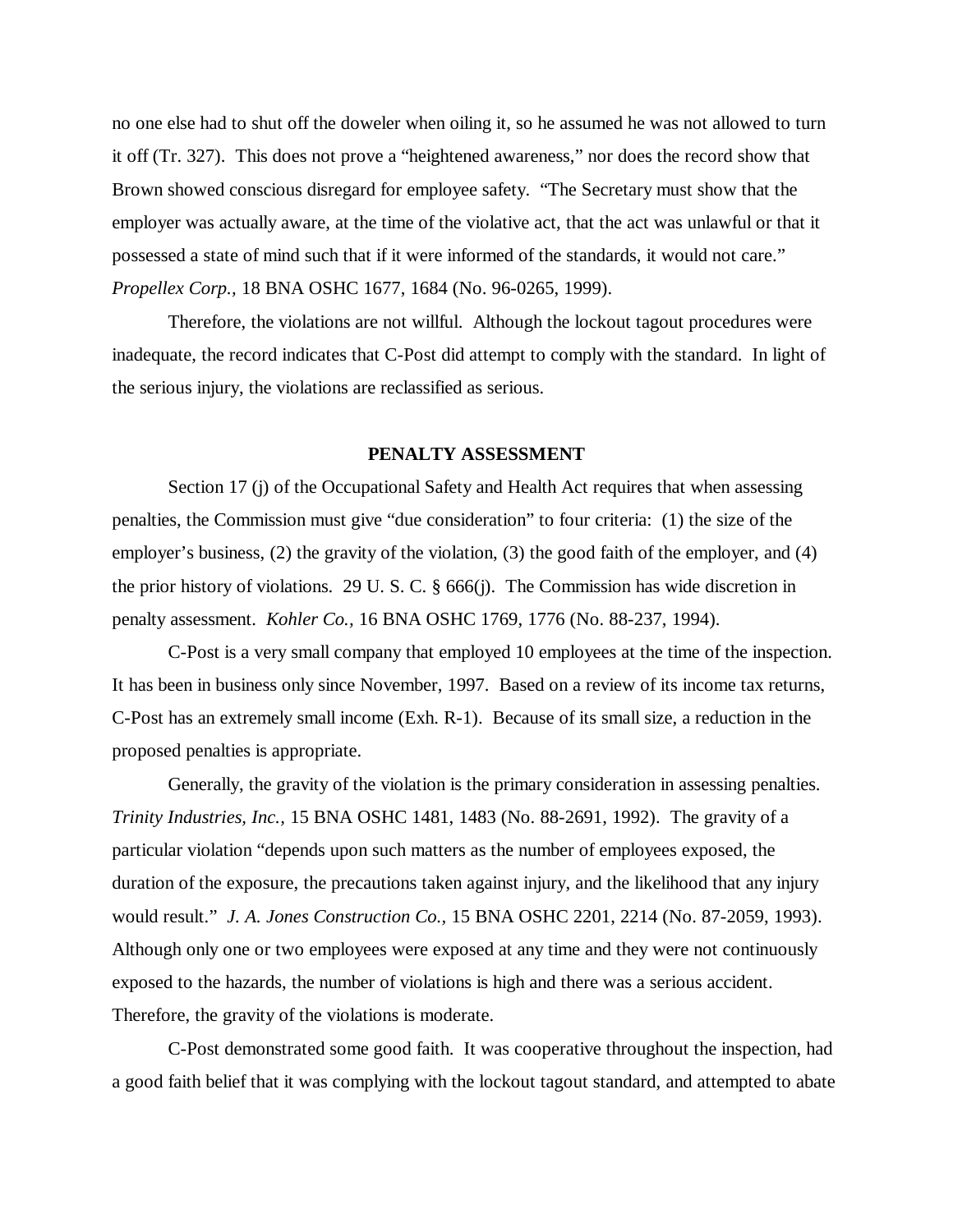no one else had to shut off the doweler when oiling it, so he assumed he was not allowed to turn it off (Tr. 327). This does not prove a "heightened awareness," nor does the record show that Brown showed conscious disregard for employee safety. "The Secretary must show that the employer was actually aware, at the time of the violative act, that the act was unlawful or that it possessed a state of mind such that if it were informed of the standards, it would not care." *Propellex Corp.,* 18 BNA OSHC 1677, 1684 (No. 96-0265, 1999).

Therefore, the violations are not willful. Although the lockout tagout procedures were inadequate, the record indicates that C-Post did attempt to comply with the standard. In light of the serious injury, the violations are reclassified as serious.

## PENALTY ASSESSMENT

Section 17 (j) of the Occupational Safety and Health Act requires that when assessing penalties, the Commission must give "due consideration" to four criteria: (1) the size of the employer's business, (2) the gravity of the violation, (3) the good faith of the employer, and (4) the prior history of violations. 29 U. S. C. § 666(j). The Commission has wide discretion in penalty assessment. *Kohler Co.,* 16 BNA OSHC 1769, 1776 (No. 88-237, 1994).

C-Post is a very small company that employed 10 employees at the time of the inspection. It has been in business only since November, 1997. Based on a review of its income tax returns, C-Post has an extremely small income (Exh. R-1). Because of its small size, a reduction in the proposed penalties is appropriate.

Generally, the gravity of the violation is the primary consideration in assessing penalties. *Trinity Industries, Inc.,* 15 BNA OSHC 1481, 1483 (No. 88-2691, 1992). The gravity of a particular violation "depends upon such matters as the number of employees exposed, the duration of the exposure, the precautions taken against injury, and the likelihood that any injury would result." *J. A. Jones Construction Co.,* 15 BNA OSHC 2201, 2214 (No. 87-2059, 1993). Although only one or two employees were exposed at any time and they were not continuously exposed to the hazards, the number of violations is high and there was a serious accident. Therefore, the gravity of the violations is moderate.

C-Post demonstrated some good faith. It was cooperative throughout the inspection, had a good faith belief that it was complying with the lockout tagout standard, and attempted to abate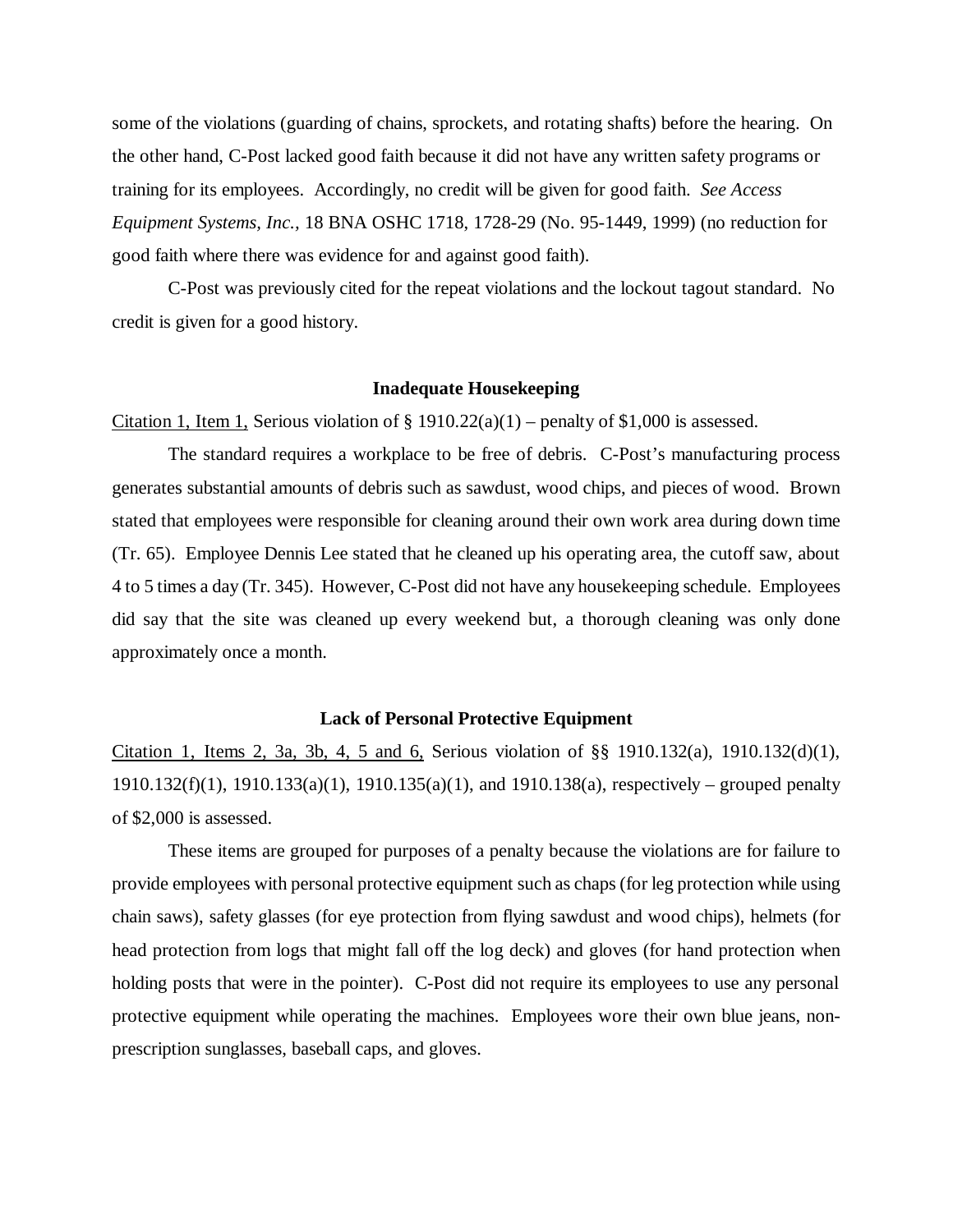some of the violations (guarding of chains, sprockets, and rotating shafts) before the hearing. On the other hand, C-Post lacked good faith because it did not have any written safety programs or training for its employees. Accordingly, no credit will be given for good faith. *See Access Equipment Systems, Inc.*, 18 BNA OSHC 1718, 1728-29 (No. 95-1449, 1999) (no reduction for good faith where there was evidence for and against good faith).

C-Post was previously cited for the repeat violations and the lockout tagout standard. No credit is given for a good history.

### Inadequate Housekeeping

Citation 1, Item 1, Serious violation of § 1910.22(a)(1) – penalty of $1,000 is assessed.

The standard requires a workplace to be free of debris. C-Post's manufacturing process generates substantial amounts of debris such as sawdust, wood chips, and pieces of wood. Brown stated that employees were responsible for cleaning around their own work area during down time (Tr. 65). Employee Dennis Lee stated that he cleaned up his operating area, the cutoff saw, about 4 to 5 times a day (Tr. 345). However, C-Post did not have any housekeeping schedule. Employees did say that the site was cleaned up every weekend but, a thorough cleaning was only done approximately once a month.

### Lack of Personal Protective Equipment

Citation 1, Items 2, 3a, 3b, 4, 5 and 6, Serious violation of §§ 1910.132(a), 1910.132(d)(1), 1910.132(f)(1), 1910.133(a)(1), 1910.135(a)(1), and 1910.138(a), respectively – grouped penalty of $2,000 is assessed.

These items are grouped for purposes of a penalty because the violations are for failure to provide employees with personal protective equipment such as chaps (for leg protection while using chain saws), safety glasses (for eye protection from flying sawdust and wood chips), helmets (for head protection from logs that might fall off the log deck) and gloves (for hand protection when holding posts that were in the pointer). C-Post did not require its employees to use any personal protective equipment while operating the machines. Employees wore their own blue jeans, non-prescription sunglasses, baseball caps, and gloves.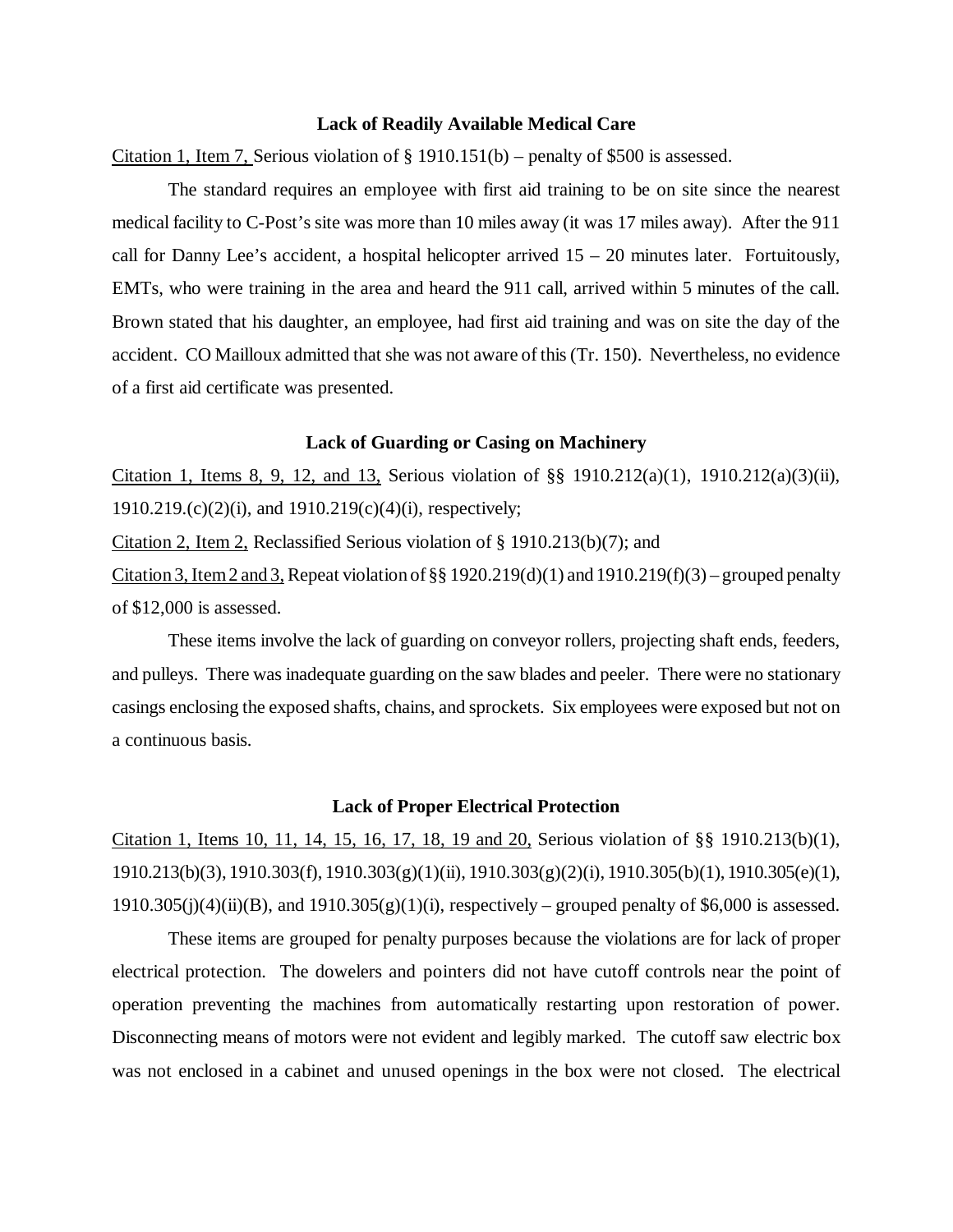### Lack of Readily Available Medical Care

Citation 1, Item 7, Serious violation of § 1910.151(b) – penalty of $500 is assessed.

The standard requires an employee with first aid training to be on site since the nearest medical facility to C-Post's site was more than 10 miles away (it was 17 miles away). After the 911 call for Danny Lee's accident, a hospital helicopter arrived 15 – 20 minutes later. Fortuitously, EMTs, who were training in the area and heard the 911 call, arrived within 5 minutes of the call. Brown stated that his daughter, an employee, had first aid training and was on site the day of the accident. CO Mailloux admitted that she was not aware of this (Tr. 150). Nevertheless, no evidence of a first aid certificate was presented.

### Lack of Guarding or Casing on Machinery

Citation 1, Items 8, 9, 12, and 13, Serious violation of §§ 1910.212(a)(1), 1910.212(a)(3)(ii), 1910.219.(c)(2)(i), and 1910.219(c)(4)(i), respectively;

Citation 2, Item 2, Reclassified Serious violation of § 1910.213(b)(7); and

Citation 3, Item 2 and 3, Repeat violation of §§ 1920.219(d)(1) and 1910.219(f)(3) – grouped penalty of $12,000 is assessed.

These items involve the lack of guarding on conveyor rollers, projecting shaft ends, feeders, and pulleys. There was inadequate guarding on the saw blades and peeler. There were no stationary casings enclosing the exposed shafts, chains, and sprockets. Six employees were exposed but not on a continuous basis.

### Lack of Proper Electrical Protection

Citation 1, Items 10, 11, 14, 15, 16, 17, 18, 19 and 20, Serious violation of §§ 1910.213(b)(1), 1910.213(b)(3), 1910.303(f), 1910.303(g)(1)(ii), 1910.303(g)(2)(i), 1910.305(b)(1), 1910.305(e)(1), 1910.305(j)(4)(ii)(B), and 1910.305(g)(1)(i), respectively – grouped penalty of $6,000 is assessed.

These items are grouped for penalty purposes because the violations are for lack of proper electrical protection. The dowelers and pointers did not have cutoff controls near the point of operation preventing the machines from automatically restarting upon restoration of power. Disconnecting means of motors were not evident and legibly marked. The cutoff saw electric box was not enclosed in a cabinet and unused openings in the box were not closed. The electrical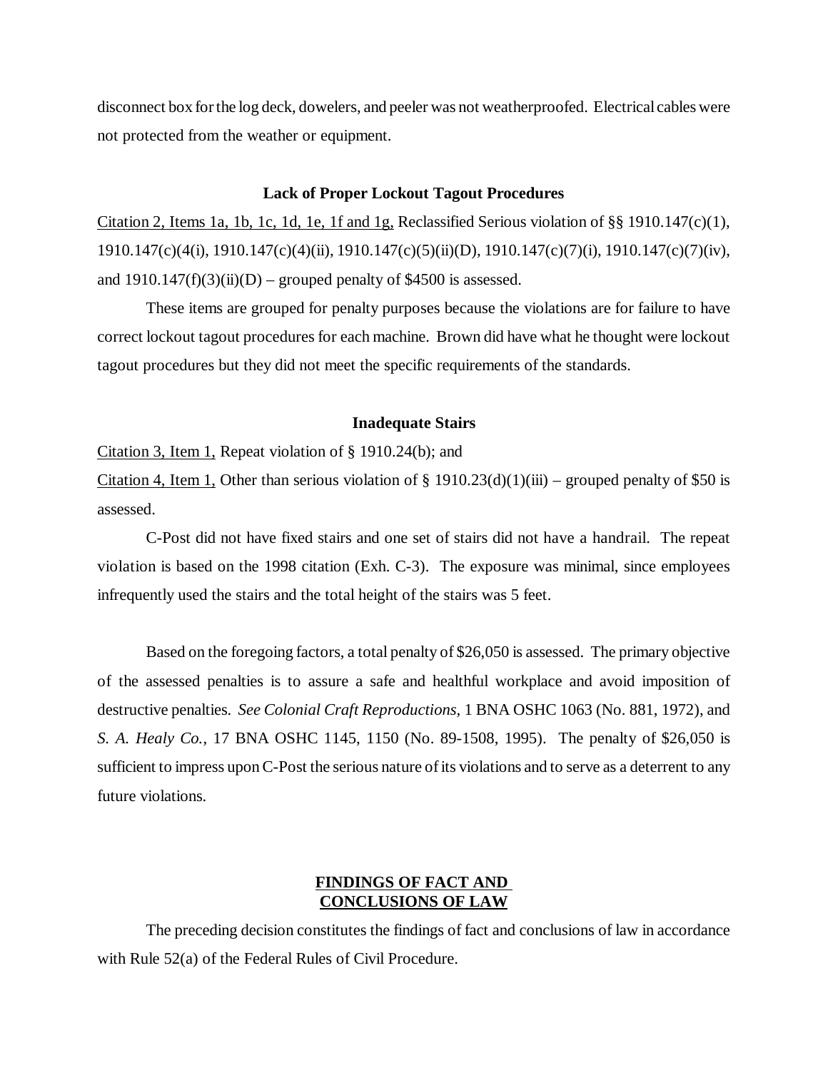disconnect box for the log deck, dowelers, and peeler was not weatherproofed. Electrical cables were not protected from the weather or equipment.

### Lack of Proper Lockout Tagout Procedures

Citation 2, Items 1a, 1b, 1c, 1d, 1e, 1f and 1g, Reclassified Serious violation of §§ 1910.147(c)(1), 1910.147(c)(4(i), 1910.147(c)(4)(ii), 1910.147(c)(5)(ii)(D), 1910.147(c)(7)(i), 1910.147(c)(7)(iv), and 1910.147(f)(3)(ii)(D) – grouped penalty of $4500 is assessed.

These items are grouped for penalty purposes because the violations are for failure to have correct lockout tagout procedures for each machine. Brown did have what he thought were lockout tagout procedures but they did not meet the specific requirements of the standards.

### Inadequate Stairs

Citation 3, Item 1, Repeat violation of § 1910.24(b); and

Citation 4, Item 1, Other than serious violation of § 1910.23(d)(1)(iii) – grouped penalty of $50 is assessed.

C-Post did not have fixed stairs and one set of stairs did not have a handrail. The repeat violation is based on the 1998 citation (Exh. C-3). The exposure was minimal, since employees infrequently used the stairs and the total height of the stairs was 5 feet.

Based on the foregoing factors, a total penalty of $26,050 is assessed. The primary objective of the assessed penalties is to assure a safe and healthful workplace and avoid imposition of destructive penalties. *See Colonial Craft Reproductions,* 1 BNA OSHC 1063 (No. 881, 1972), and *S. A. Healy Co.,* 17 BNA OSHC 1145, 1150 (No. 89-1508, 1995). The penalty of $26,050 is sufficient to impress upon C-Post the serious nature of its violations and to serve as a deterrent to any future violations.

## FINDINGS OF FACT AND CONCLUSIONS OF LAW

The preceding decision constitutes the findings of fact and conclusions of law in accordance with Rule 52(a) of the Federal Rules of Civil Procedure.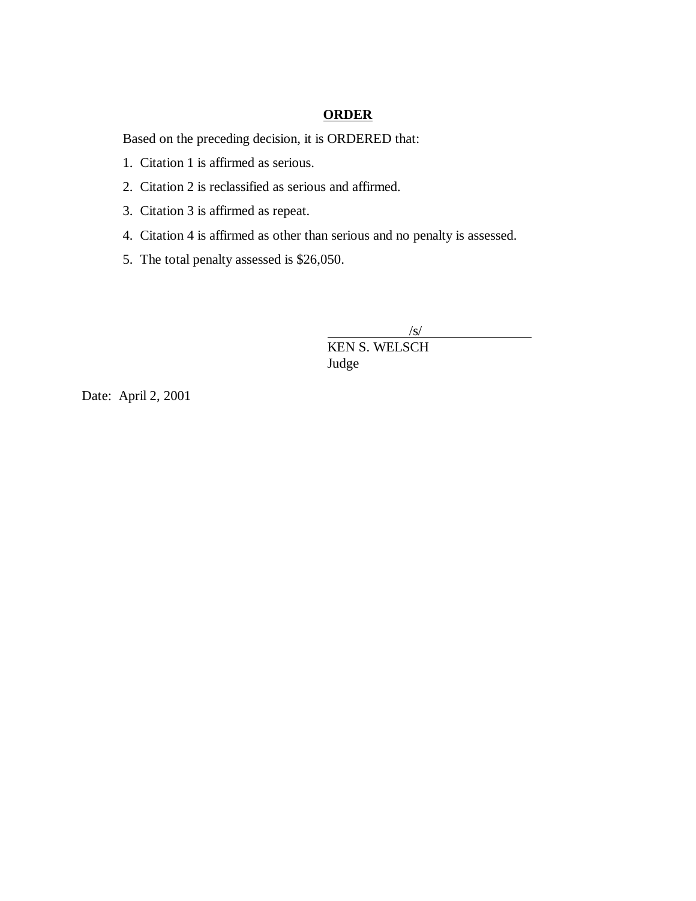## ORDER

Based on the preceding decision, it is ORDERED that:

1. Citation 1 is affirmed as serious.
2. Citation 2 is reclassified as serious and affirmed.
3. Citation 3 is affirmed as repeat.
4. Citation 4 is affirmed as other than serious and no penalty is assessed.
5. The total penalty assessed is $26,050.

/s/
KEN S. WELSCH
Judge

Date: April 2, 2001